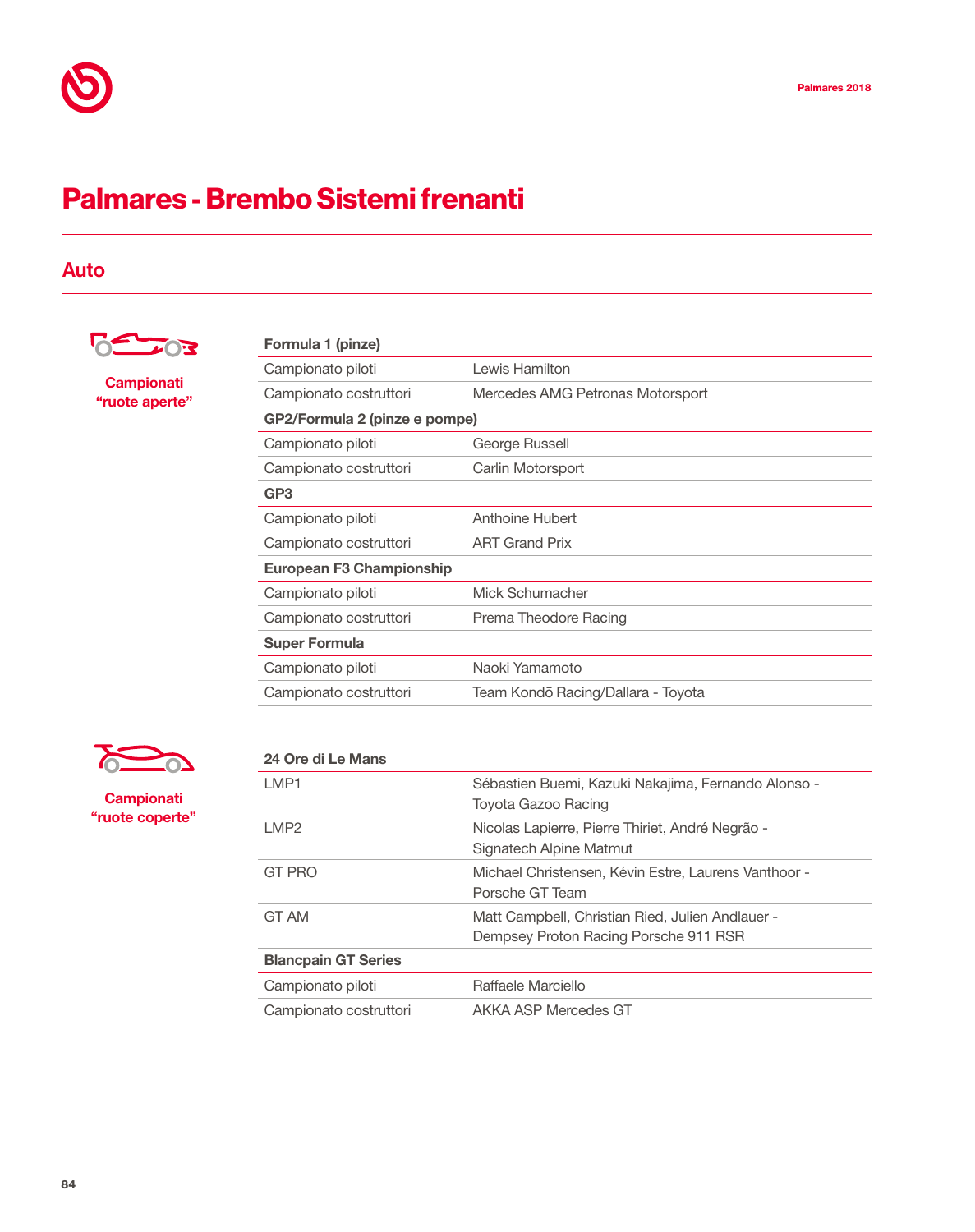# Palmares - Brembo Sistemi frenanti

## Auto

**Campionati “ruote aperte”**

| **Formula 1 (pinze)** | |
|---|---|
| Campionato piloti | Lewis Hamilton |
| Campionato costruttori | Mercedes AMG Petronas Motorsport |
| **GP2/Formula 2 (pinze e pompe)** | |
| Campionato piloti | George Russell |
| Campionato costruttori | Carlin Motorsport |
| **GP3** | |
| Campionato piloti | Anthoine Hubert |
| Campionato costruttori | ART Grand Prix |
| **European F3 Championship** | |
| Campionato piloti | Mick Schumacher |
| Campionato costruttori | Prema Theodore Racing |
| **Super Formula** | |
| Campionato piloti | Naoki Yamamoto |
| Campionato costruttori | Team Kondō Racing/Dallara - Toyota |

**Campionati “ruote coperte”**

| **24 Ore di Le Mans** | |
|---|---|
| LMP1 | Sébastien Buemi, Kazuki Nakajima, Fernando Alonso - Toyota Gazoo Racing |
| LMP2 | Nicolas Lapierre, Pierre Thiriet, André Negrão - Signatech Alpine Matmut |
| GT PRO | Michael Christensen, Kévin Estre, Laurens Vanthoor - Porsche GT Team |
| GT AM | Matt Campbell, Christian Ried, Julien Andlauer - Dempsey Proton Racing Porsche 911 RSR |
| **Blancpain GT Series** | |
| Campionato piloti | Raffaele Marciello |
| Campionato costruttori | AKKA ASP Mercedes GT |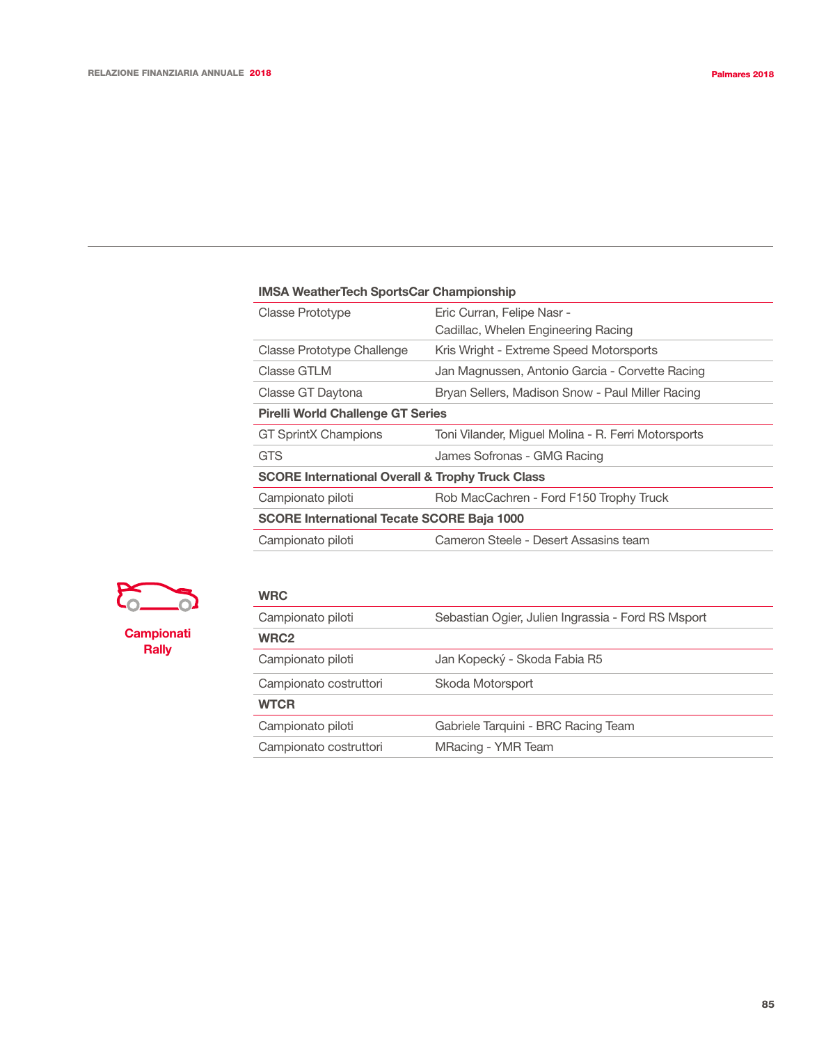| IMSA WeatherTech SportsCar Championship | |
|---|---|
| Classe Prototype | Eric Curran, Felipe Nasr - Cadillac, Whelen Engineering Racing |
| Classe Prototype Challenge | Kris Wright - Extreme Speed Motorsports |
| Classe GTLM | Jan Magnussen, Antonio Garcia - Corvette Racing |
| Classe GT Daytona | Bryan Sellers, Madison Snow - Paul Miller Racing |
| **Pirelli World Challenge GT Series** | |
| GT SprintX Champions | Toni Vilander, Miguel Molina - R. Ferri Motorsports |
| GTS | James Sofronas - GMG Racing |
| **SCORE International Overall & Trophy Truck Class** | |
| Campionato piloti | Rob MacCachren - Ford F150 Trophy Truck |
| **SCORE International Tecate SCORE Baja 1000** | |
| Campionato piloti | Cameron Steele - Desert Assasins team |

**Campionati Rally**

| WRC | |
|---|---|
| Campionato piloti | Sebastian Ogier, Julien Ingrassia - Ford RS Msport |
| **WRC2** | |
| Campionato piloti | Jan Kopecký - Skoda Fabia R5 |
| Campionato costruttori | Skoda Motorsport |
| **WTCR** | |
| Campionato piloti | Gabriele Tarquini - BRC Racing Team |
| Campionato costruttori | MRacing - YMR Team |